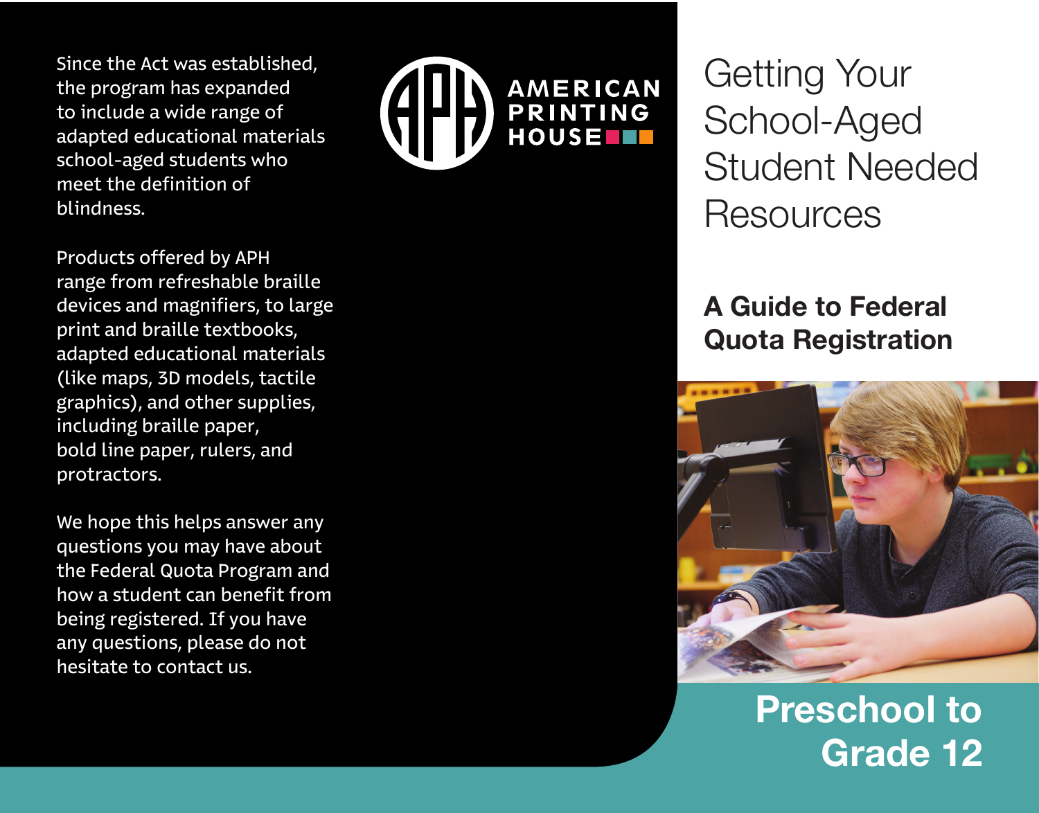Since the Act was established, the program has expanded to include a wide range of adapted educational materials school-aged students who meet the definition of blindness.

Products offered by APH range from refreshable braille devices and magnifiers, to large print and braille textbooks, adapted educational materials (like maps, 3D models, tactile graphics), and other supplies, including braille paper, bold line paper, rulers, and protractors.

We hope this helps answer any questions you may have about the Federal Quota Program and how a student can benefit from being registered. If you have any questions, please do not hesitate to contact us.

AMERICAN PRINTING HOUSE

# Getting Your School-Aged Student Needed Resources

## A Guide to Federal Quota Registration

## Preschool to Grade 12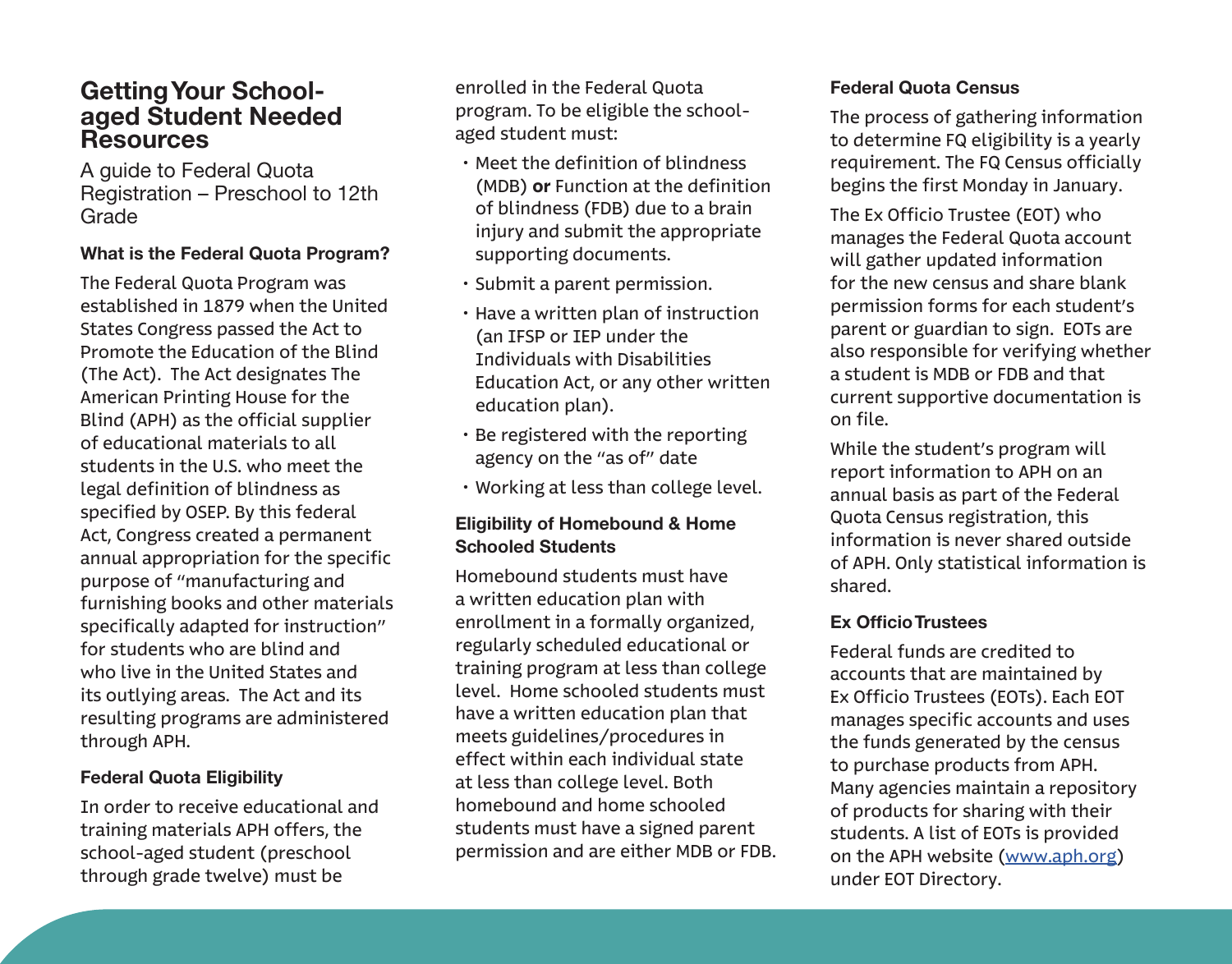# Getting Your School-aged Student Needed Resources

A guide to Federal Quota Registration – Preschool to 12th Grade

### What is the Federal Quota Program?

The Federal Quota Program was established in 1879 when the United States Congress passed the Act to Promote the Education of the Blind (The Act). The Act designates The American Printing House for the Blind (APH) as the official supplier of educational materials to all students in the U.S. who meet the legal definition of blindness as specified by OSEP. By this federal Act, Congress created a permanent annual appropriation for the specific purpose of "manufacturing and furnishing books and other materials specifically adapted for instruction" for students who are blind and who live in the United States and its outlying areas. The Act and its resulting programs are administered through APH.

### Federal Quota Eligibility

In order to receive educational and training materials APH offers, the school-aged student (preschool through grade twelve) must be enrolled in the Federal Quota program. To be eligible the school-aged student must:

- Meet the definition of blindness (MDB) **or** Function at the definition of blindness (FDB) due to a brain injury and submit the appropriate supporting documents.
- Submit a parent permission.
- Have a written plan of instruction (an IFSP or IEP under the Individuals with Disabilities Education Act, or any other written education plan).
- Be registered with the reporting agency on the "as of" date
- Working at less than college level.

### Eligibility of Homebound & Home Schooled Students

Homebound students must have a written education plan with enrollment in a formally organized, regularly scheduled educational or training program at less than college level. Home schooled students must have a written education plan that meets guidelines/procedures in effect within each individual state at less than college level. Both homebound and home schooled students must have a signed parent permission and are either MDB or FDB.

### Federal Quota Census

The process of gathering information to determine FQ eligibility is a yearly requirement. The FQ Census officially begins the first Monday in January.

The Ex Officio Trustee (EOT) who manages the Federal Quota account will gather updated information for the new census and share blank permission forms for each student's parent or guardian to sign. EOTs are also responsible for verifying whether a student is MDB or FDB and that current supportive documentation is on file.

While the student's program will report information to APH on an annual basis as part of the Federal Quota Census registration, this information is never shared outside of APH. Only statistical information is shared.

### Ex Officio Trustees

Federal funds are credited to accounts that are maintained by Ex Officio Trustees (EOTs). Each EOT manages specific accounts and uses the funds generated by the census to purchase products from APH. Many agencies maintain a repository of products for sharing with their students. A list of EOTs is provided on the APH website (www.aph.org) under EOT Directory.